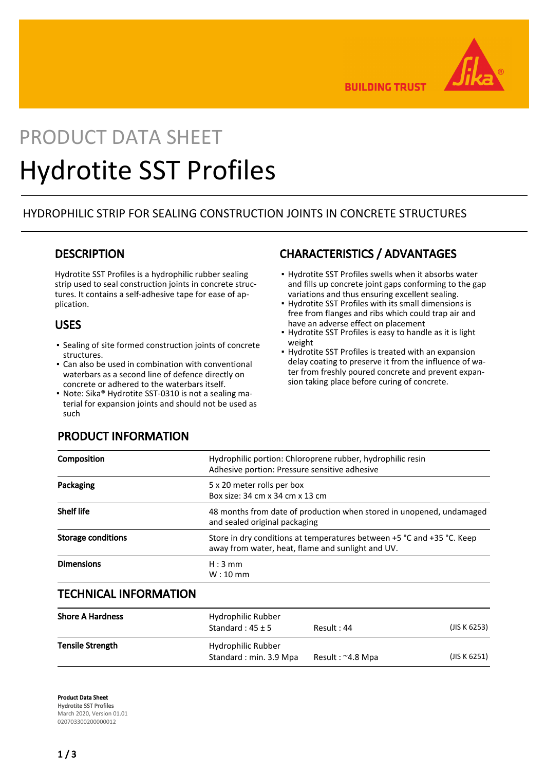PRODUCT DATA SHEET

# Hydrotite SST Profiles

HYDROPHILIC STRIP FOR SEALING CONSTRUCTION JOINTS IN CONCRETE STRUCTURES

## DESCRIPTION

Hydrotite SST Profiles is a hydrophilic rubber sealing strip used to seal construction joints in concrete structures. It contains a self-adhesive tape for ease of application.

## USES

- Sealing of site formed construction joints of concrete structures.
- Can also be used in combination with conventional waterbars as a second line of defence directly on concrete or adhered to the waterbars itself.
- Note: Sika® Hydrotite SST-0310 is not a sealing material for expansion joints and should not be used as such

## CHARACTERISTICS / ADVANTAGES

- Hydrotite SST Profiles swells when it absorbs water and fills up concrete joint gaps conforming to the gap variations and thus ensuring excellent sealing.
- Hydrotite SST Profiles with its small dimensions is free from flanges and ribs which could trap air and have an adverse effect on placement
- Hydrotite SST Profiles is easy to handle as it is light weight
- Hydrotite SST Profiles is treated with an expansion delay coating to preserve it from the influence of water from freshly poured concrete and prevent expansion taking place before curing of concrete.

## PRODUCT INFORMATION

| | |
|---|---|
| **Composition** | Hydrophilic portion: Chloroprene rubber, hydrophilic resin<br>Adhesive portion: Pressure sensitive adhesive |
| **Packaging** | 5 x 20 meter rolls per box<br>Box size: 34 cm x 34 cm x 13 cm |
| **Shelf life** | 48 months from date of production when stored in unopened, undamaged and sealed original packaging |
| **Storage conditions** | Store in dry conditions at temperatures between +5 °C and +35 °C. Keep away from water, heat, flame and sunlight and UV. |
| **Dimensions** | H : 3 mm<br>W : 10 mm |

## TECHNICAL INFORMATION

| | | | |
|---|---|---|---|
| **Shore A Hardness** | Hydrophilic Rubber<br>Standard : 45 ± 5 | Result : 44 | (JIS K 6253) |
| **Tensile Strength** | Hydrophilic Rubber<br>Standard : min. 3.9 Mpa | Result : ~4.8 Mpa | (JIS K 6251) |

**Product Data Sheet**
**Hydrotite SST Profiles**
March 2020, Version 01.01
020703300200000012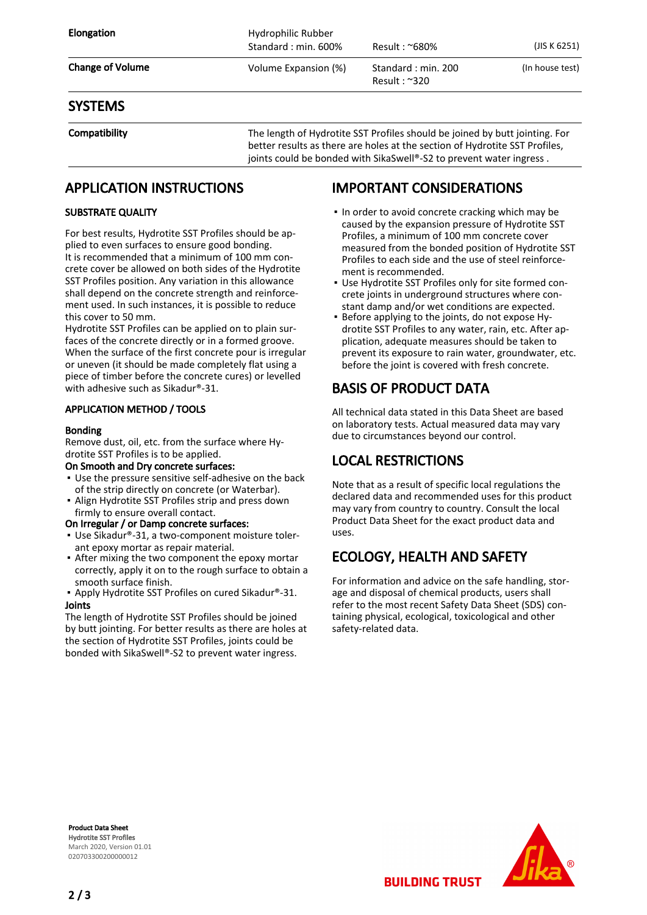| | | | |
|---|---|---|---|
| **Elongation** | Hydrophilic Rubber<br>Standard : min. 600% | Result : ~680% | (JIS K 6251) |
| **Change of Volume** | Volume Expansion (%) | Standard : min. 200<br>Result : ~320 | (In house test) |

## SYSTEMS

| | |
|---|---|
| **Compatibility** | The length of Hydrotite SST Profiles should be joined by butt jointing. For better results as there are holes at the section of Hydrotite SST Profiles, joints could be bonded with SikaSwell®-S2 to prevent water ingress . |

## APPLICATION INSTRUCTIONS

### SUBSTRATE QUALITY

For best results, Hydrotite SST Profiles should be applied to even surfaces to ensure good bonding.
It is recommended that a minimum of 100 mm concrete cover be allowed on both sides of the Hydrotite SST Profiles position. Any variation in this allowance shall depend on the concrete strength and reinforcement used. In such instances, it is possible to reduce this cover to 50 mm.
Hydrotite SST Profiles can be applied on to plain surfaces of the concrete directly or in a formed groove. When the surface of the first concrete pour is irregular or uneven (it should be made completely flat using a piece of timber before the concrete cures) or levelled with adhesive such as Sikadur®-31.

### APPLICATION METHOD / TOOLS

**Bonding**
Remove dust, oil, etc. from the surface where Hydrotite SST Profiles is to be applied.

**On Smooth and Dry concrete surfaces:**

- Use the pressure sensitive self-adhesive on the back of the strip directly on concrete (or Waterbar).
- Align Hydrotite SST Profiles strip and press down firmly to ensure overall contact.

**On Irregular / or Damp concrete surfaces:**

- Use Sikadur®-31, a two-component moisture tolerant epoxy mortar as repair material.
- After mixing the two component the epoxy mortar correctly, apply it on to the rough surface to obtain a smooth surface finish.
- Apply Hydrotite SST Profiles on cured Sikadur®-31.

**Joints**
The length of Hydrotite SST Profiles should be joined by butt jointing. For better results as there are holes at the section of Hydrotite SST Profiles, joints could be bonded with SikaSwell®-S2 to prevent water ingress.

## IMPORTANT CONSIDERATIONS

- In order to avoid concrete cracking which may be caused by the expansion pressure of Hydrotite SST Profiles, a minimum of 100 mm concrete cover measured from the bonded position of Hydrotite SST Profiles to each side and the use of steel reinforcement is recommended.
- Use Hydrotite SST Profiles only for site formed concrete joints in underground structures where constant damp and/or wet conditions are expected.
- Before applying to the joints, do not expose Hydrotite SST Profiles to any water, rain, etc. After application, adequate measures should be taken to prevent its exposure to rain water, groundwater, etc. before the joint is covered with fresh concrete.

## BASIS OF PRODUCT DATA

All technical data stated in this Data Sheet are based on laboratory tests. Actual measured data may vary due to circumstances beyond our control.

## LOCAL RESTRICTIONS

Note that as a result of specific local regulations the declared data and recommended uses for this product may vary from country to country. Consult the local Product Data Sheet for the exact product data and uses.

## ECOLOGY, HEALTH AND SAFETY

For information and advice on the safe handling, storage and disposal of chemical products, users shall refer to the most recent Safety Data Sheet (SDS) containing physical, ecological, toxicological and other safety-related data.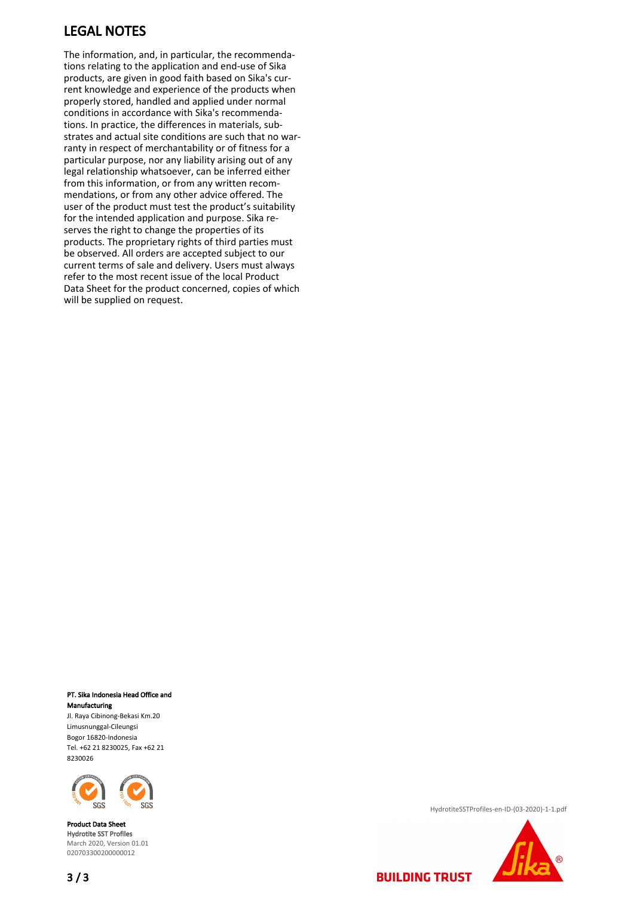## LEGAL NOTES

The information, and, in particular, the recommendations relating to the application and end-use of Sika products, are given in good faith based on Sika's current knowledge and experience of the products when properly stored, handled and applied under normal conditions in accordance with Sika's recommendations. In practice, the differences in materials, substrates and actual site conditions are such that no warranty in respect of merchantability or of fitness for a particular purpose, nor any liability arising out of any legal relationship whatsoever, can be inferred either from this information, or from any written recommendations, or from any other advice offered. The user of the product must test the product's suitability for the intended application and purpose. Sika reserves the right to change the properties of its products. The proprietary rights of third parties must be observed. All orders are accepted subject to our current terms of sale and delivery. Users must always refer to the most recent issue of the local Product Data Sheet for the product concerned, copies of which will be supplied on request.

**PT. Sika Indonesia Head Office and Manufacturing**
Jl. Raya Cibinong-Bekasi Km.20
Limusnunggal-Cileungsi
Bogor 16820-Indonesia
Tel. +62 21 8230025, Fax +62 21 8230026

**Product Data Sheet**
Hydrotite SST Profiles
March 2020, Version 01.01
020703300200000012

HydrotiteSSTProfiles-en-ID-(03-2020)-1-1.pdf

BUILDING TRUST